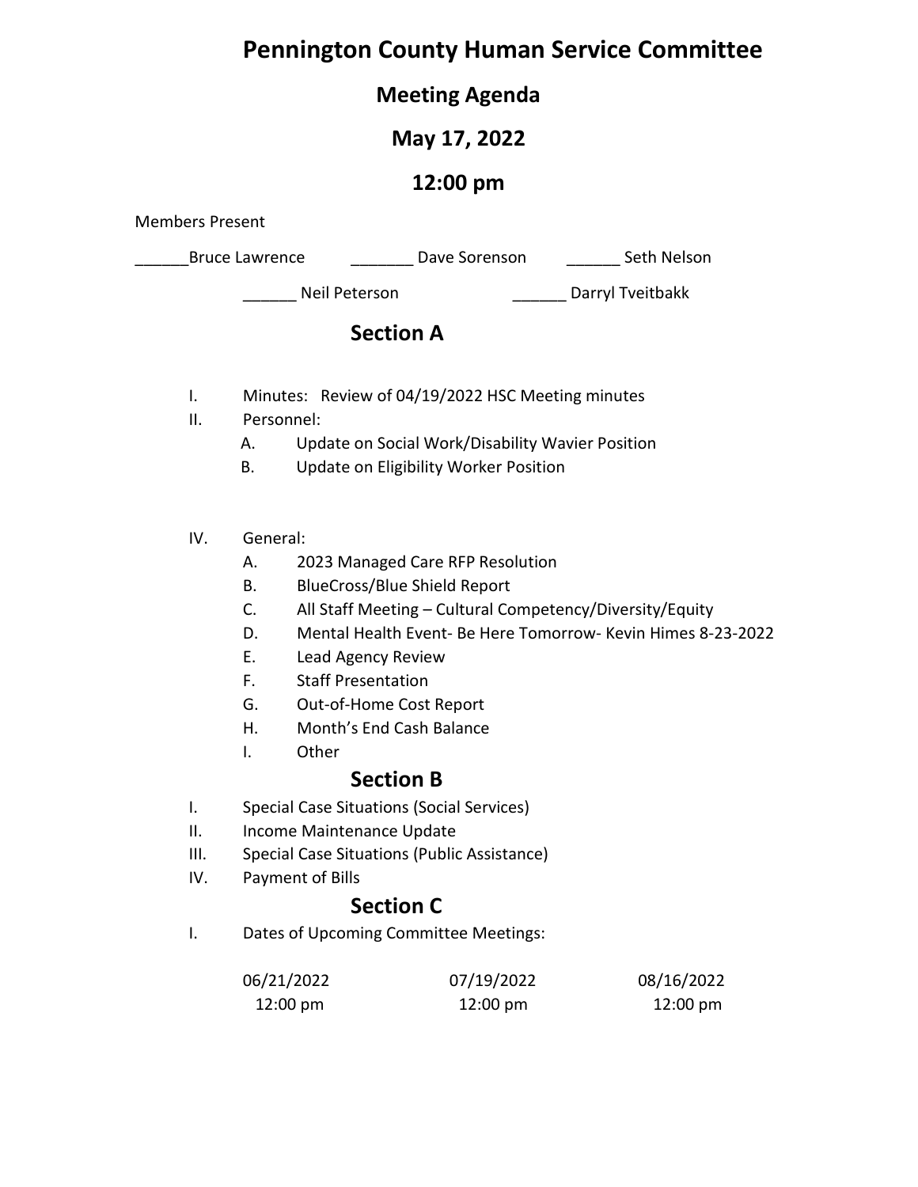# Pennington County Human Service Committee

## Meeting Agenda

## May 17, 2022

## 12:00 pm

Members Present

______Bruce Lawrence _______ Dave Sorenson ______ Seth Nelson

______ Neil Peterson ______ Darryl Tveitbakk

## Section A

I. Minutes: Review of 04/19/2022 HSC Meeting minutes

II. Personnel:
   - A. Update on Social Work/Disability Wavier Position
   - B. Update on Eligibility Worker Position

IV. General:
   - A. 2023 Managed Care RFP Resolution
   - B. BlueCross/Blue Shield Report
   - C. All Staff Meeting – Cultural Competency/Diversity/Equity
   - D. Mental Health Event- Be Here Tomorrow- Kevin Himes 8-23-2022
   - E. Lead Agency Review
   - F. Staff Presentation
   - G. Out-of-Home Cost Report
   - H. Month's End Cash Balance
   - I. Other

## Section B

I. Special Case Situations (Social Services)

II. Income Maintenance Update

III. Special Case Situations (Public Assistance)

IV. Payment of Bills

## Section C

I. Dates of Upcoming Committee Meetings:

| 06/21/2022 | 07/19/2022 | 08/16/2022 |
|---|---|---|
| 12:00 pm | 12:00 pm | 12:00 pm |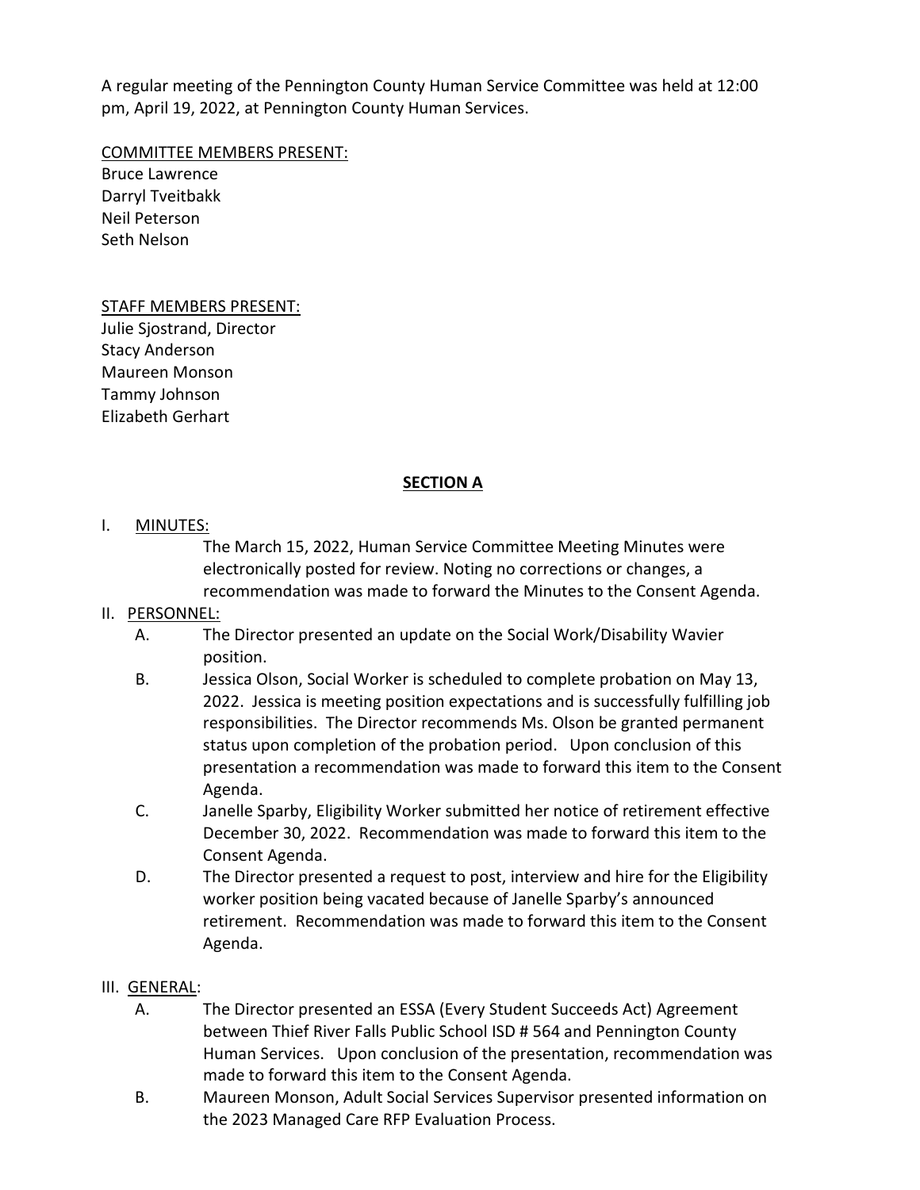A regular meeting of the Pennington County Human Service Committee was held at 12:00 pm, April 19, 2022, at Pennington County Human Services.

COMMITTEE MEMBERS PRESENT:
Bruce Lawrence
Darryl Tveitbakk
Neil Peterson
Seth Nelson

STAFF MEMBERS PRESENT:
Julie Sjostrand, Director
Stacy Anderson
Maureen Monson
Tammy Johnson
Elizabeth Gerhart

## SECTION A

I. MINUTES:

The March 15, 2022, Human Service Committee Meeting Minutes were electronically posted for review. Noting no corrections or changes, a recommendation was made to forward the Minutes to the Consent Agenda.

II. PERSONNEL:

A. The Director presented an update on the Social Work/Disability Wavier position.

B. Jessica Olson, Social Worker is scheduled to complete probation on May 13, 2022. Jessica is meeting position expectations and is successfully fulfilling job responsibilities. The Director recommends Ms. Olson be granted permanent status upon completion of the probation period. Upon conclusion of this presentation a recommendation was made to forward this item to the Consent Agenda.

C. Janelle Sparby, Eligibility Worker submitted her notice of retirement effective December 30, 2022. Recommendation was made to forward this item to the Consent Agenda.

D. The Director presented a request to post, interview and hire for the Eligibility worker position being vacated because of Janelle Sparby's announced retirement. Recommendation was made to forward this item to the Consent Agenda.

III. GENERAL:

A. The Director presented an ESSA (Every Student Succeeds Act) Agreement between Thief River Falls Public School ISD # 564 and Pennington County Human Services. Upon conclusion of the presentation, recommendation was made to forward this item to the Consent Agenda.

B. Maureen Monson, Adult Social Services Supervisor presented information on the 2023 Managed Care RFP Evaluation Process.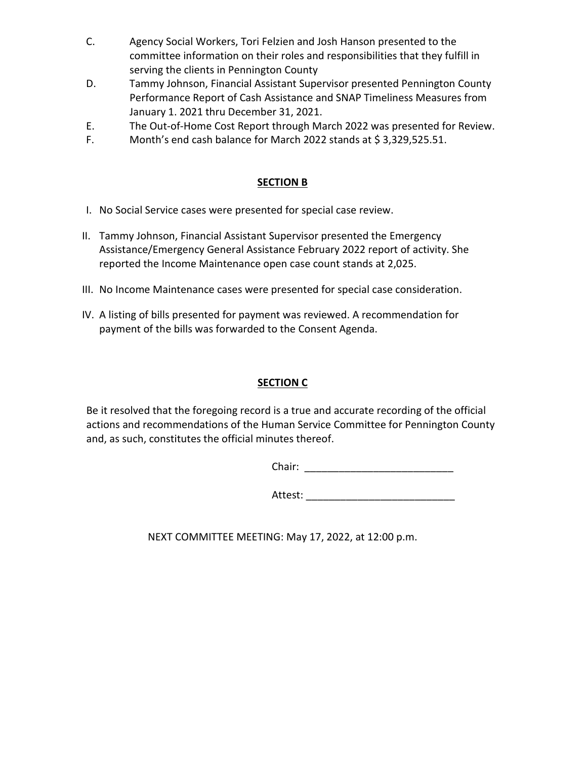C. Agency Social Workers, Tori Felzien and Josh Hanson presented to the committee information on their roles and responsibilities that they fulfill in serving the clients in Pennington County

D. Tammy Johnson, Financial Assistant Supervisor presented Pennington County Performance Report of Cash Assistance and SNAP Timeliness Measures from January 1. 2021 thru December 31, 2021.

E. The Out-of-Home Cost Report through March 2022 was presented for Review.

F. Month's end cash balance for March 2022 stands at $ 3,329,525.51.

## SECTION B

I. No Social Service cases were presented for special case review.

II. Tammy Johnson, Financial Assistant Supervisor presented the Emergency Assistance/Emergency General Assistance February 2022 report of activity. She reported the Income Maintenance open case count stands at 2,025.

III. No Income Maintenance cases were presented for special case consideration.

IV. A listing of bills presented for payment was reviewed. A recommendation for payment of the bills was forwarded to the Consent Agenda.

## SECTION C

Be it resolved that the foregoing record is a true and accurate recording of the official actions and recommendations of the Human Service Committee for Pennington County and, as such, constitutes the official minutes thereof.

Chair: ___________________________

Attest: ___________________________

NEXT COMMITTEE MEETING: May 17, 2022, at 12:00 p.m.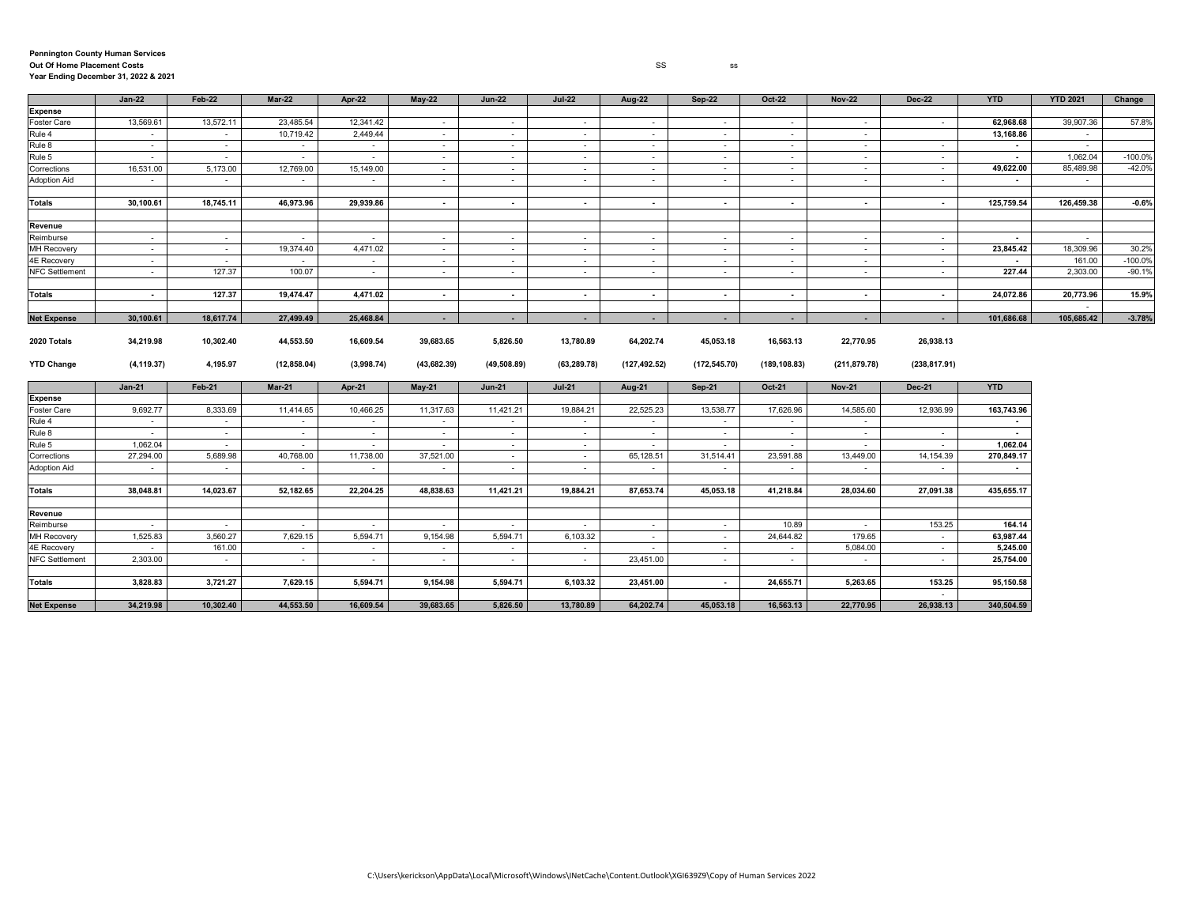**Pennington County Human Services**
**Out Of Home Placement Costs**
**Year Ending December 31, 2022 & 2021**

SS ss

| | Jan-22 | Feb-22 | Mar-22 | Apr-22 | May-22 | Jun-22 | Jul-22 | Aug-22 | Sep-22 | Oct-22 | Nov-22 | Dec-22 | YTD | YTD 2021 | Change |
|---|---|---|---|---|---|---|---|---|---|---|---|---|---|---|---|
| **Expense** | | | | | | | | | | | | | | | |
| Foster Care | 13,569.61 | 13,572.11 | 23,485.54 | 12,341.42 | - | - | - | - | - | - | - | - | **62,968.68** | 39,907.36 | 57.8% |
| Rule 4 | - | - | 10,719.42 | 2,449.44 | - | - | - | - | - | - | - | | **13,168.86** | - | |
| Rule 8 | - | - | - | - | - | - | - | - | - | - | - | - | **-** | - | |
| Rule 5 | - | - | - | - | - | - | - | - | - | - | - | - | **-** | 1,062.04 | -100.0% |
| Corrections | 16,531.00 | 5,173.00 | 12,769.00 | 15,149.00 | - | - | - | - | - | - | - | - | **49,622.00** | 85,489.98 | -42.0% |
| Adoption Aid | - | - | - | - | - | - | - | - | - | - | - | - | **-** | - | |
| | | | | | | | | | | | | | | | |
| **Totals** | **30,100.61** | **18,745.11** | **46,973.96** | **29,939.86** | **-** | **-** | **-** | **-** | **-** | **-** | **-** | **-** | **125,759.54** | **126,459.38** | **-0.6%** |
| | | | | | | | | | | | | | | | |
| **Revenue** | | | | | | | | | | | | | | | |
| Reimburse | - | - | - | - | - | - | - | - | - | - | - | - | **-** | - | |
| MH Recovery | - | - | 19,374.40 | 4,471.02 | - | - | - | - | - | - | - | - | **23,845.42** | 18,309.96 | 30.2% |
| 4E Recovery | - | - | - | - | - | - | - | - | - | - | - | - | **-** | 161.00 | -100.0% |
| NFC Settlement | - | 127.37 | 100.07 | - | - | - | - | - | - | - | - | - | **227.44** | 2,303.00 | -90.1% |
| | | | | | | | | | | | | | | | |
| **Totals** | **-** | **127.37** | **19,474.47** | **4,471.02** | **-** | **-** | **-** | **-** | **-** | **-** | **-** | **-** | **24,072.86** | **20,773.96** | **15.9%** |
| | | | | | | | | | | | | | | - | |
| **Net Expense** | **30,100.61** | **18,617.74** | **27,499.49** | **25,468.84** | **-** | **-** | **-** | **-** | **-** | **-** | **-** | **-** | **101,686.68** | **105,685.42** | **-3.78%** |
| | | | | | | | | | | | | | | | |
| **2020 Totals** | **34,219.98** | **10,302.40** | **44,553.50** | **16,609.54** | **39,683.65** | **5,826.50** | **13,780.89** | **64,202.74** | **45,053.18** | **16,563.13** | **22,770.95** | **26,938.13** | | | |
| | | | | | | | | | | | | | | | |
| **YTD Change** | **(4,119.37)** | **4,195.97** | **(12,858.04)** | **(3,998.74)** | **(43,682.39)** | **(49,508.89)** | **(63,289.78)** | **(127,492.52)** | **(172,545.70)** | **(189,108.83)** | **(211,879.78)** | **(238,817.91)** | | | |

| | Jan-21 | Feb-21 | Mar-21 | Apr-21 | May-21 | Jun-21 | Jul-21 | Aug-21 | Sep-21 | Oct-21 | Nov-21 | Dec-21 | YTD |
|---|---|---|---|---|---|---|---|---|---|---|---|---|---|
| **Expense** | | | | | | | | | | | | | |
| Foster Care | 9,692.77 | 8,333.69 | 11,414.65 | 10,466.25 | 11,317.63 | 11,421.21 | 19,884.21 | 22,525.23 | 13,538.77 | 17,626.96 | 14,585.60 | 12,936.99 | **163,743.96** |
| Rule 4 | - | - | - | - | - | - | - | - | - | - | - | | **-** |
| Rule 8 | - | - | - | - | - | - | - | - | - | - | - | - | **-** |
| Rule 5 | 1,062.04 | - | - | - | - | - | - | - | - | - | - | - | **1,062.04** |
| Corrections | 27,294.00 | 5,689.98 | 40,768.00 | 11,738.00 | 37,521.00 | - | - | 65,128.51 | 31,514.41 | 23,591.88 | 13,449.00 | 14,154.39 | **270,849.17** |
| Adoption Aid | - | - | - | - | - | - | - | - | - | - | - | - | **-** |
| | | | | | | | | | | | | | |
| **Totals** | **38,048.81** | **14,023.67** | **52,182.65** | **22,204.25** | **48,838.63** | **11,421.21** | **19,884.21** | **87,653.74** | **45,053.18** | **41,218.84** | **28,034.60** | **27,091.38** | **435,655.17** |
| | | | | | | | | | | | | | |
| **Revenue** | | | | | | | | | | | | | |
| Reimburse | - | - | - | - | - | - | - | - | - | 10.89 | - | 153.25 | **164.14** |
| MH Recovery | 1,525.83 | 3,560.27 | 7,629.15 | 5,594.71 | 9,154.98 | 5,594.71 | 6,103.32 | - | - | 24,644.82 | 179.65 | - | **63,987.44** |
| 4E Recovery | - | 161.00 | - | - | - | - | - | - | - | - | 5,084.00 | - | **5,245.00** |
| NFC Settlement | 2,303.00 | - | - | - | - | - | - | 23,451.00 | - | - | - | - | **25,754.00** |
| | | | | | | | | | | | | | |
| **Totals** | **3,828.83** | **3,721.27** | **7,629.15** | **5,594.71** | **9,154.98** | **5,594.71** | **6,103.32** | **23,451.00** | **-** | **24,655.71** | **5,263.65** | **153.25** | **95,150.58** |
| | | | | | | | | | | | | - | |
| **Net Expense** | **34,219.98** | **10,302.40** | **44,553.50** | **16,609.54** | **39,683.65** | **5,826.50** | **13,780.89** | **64,202.74** | **45,053.18** | **16,563.13** | **22,770.95** | **26,938.13** | **340,504.59** |

C:\Users\kerickson\AppData\Local\Microsoft\Windows\INetCache\Content.Outlook\XGI639Z9\Copy of Human Services 2022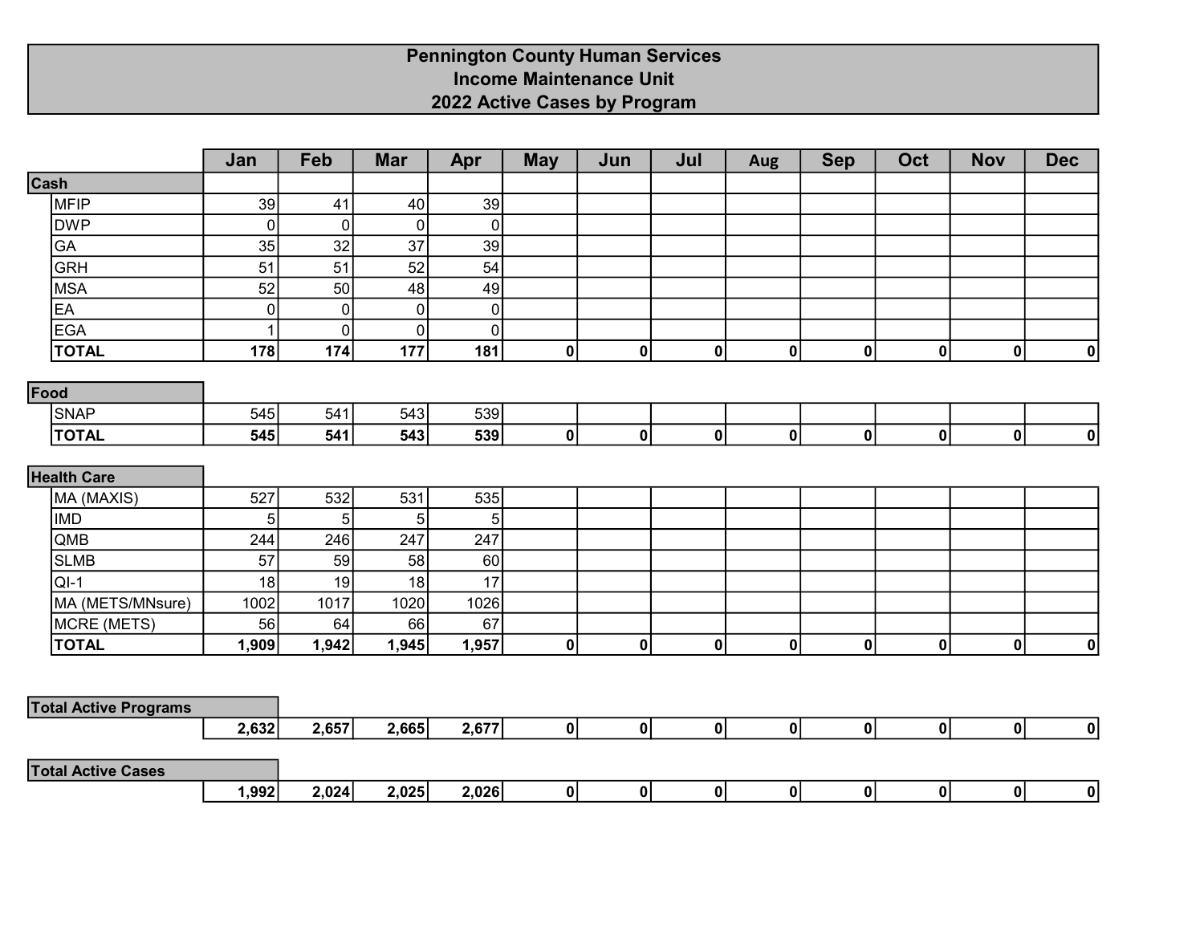# Pennington County Human Services
## Income Maintenance Unit
## 2022 Active Cases by Program

| | Jan | Feb | Mar | Apr | May | Jun | Jul | Aug | Sep | Oct | Nov | Dec |
|---|---|---|---|---|---|---|---|---|---|---|---|---|
| **Cash** | | | | | | | | | | | | |
| MFIP | 39 | 41 | 40 | 39 | | | | | | | | |
| DWP | 0 | 0 | 0 | 0 | | | | | | | | |
| GA | 35 | 32 | 37 | 39 | | | | | | | | |
| GRH | 51 | 51 | 52 | 54 | | | | | | | | |
| MSA | 52 | 50 | 48 | 49 | | | | | | | | |
| EA | 0 | 0 | 0 | 0 | | | | | | | | |
| EGA | 1 | 0 | 0 | 0 | | | | | | | | |
| **TOTAL** | **178** | **174** | **177** | **181** | **0** | **0** | **0** | **0** | **0** | **0** | **0** | **0** |
| **Food** | | | | | | | | | | | | |
| SNAP | 545 | 541 | 543 | 539 | | | | | | | | |
| **TOTAL** | **545** | **541** | **543** | **539** | **0** | **0** | **0** | **0** | **0** | **0** | **0** | **0** |
| **Health Care** | | | | | | | | | | | | |
| MA (MAXIS) | 527 | 532 | 531 | 535 | | | | | | | | |
| IMD | 5 | 5 | 5 | 5 | | | | | | | | |
| QMB | 244 | 246 | 247 | 247 | | | | | | | | |
| SLMB | 57 | 59 | 58 | 60 | | | | | | | | |
| QI-1 | 18 | 19 | 18 | 17 | | | | | | | | |
| MA (METS/MNsure) | 1002 | 1017 | 1020 | 1026 | | | | | | | | |
| MCRE (METS) | 56 | 64 | 66 | 67 | | | | | | | | |
| **TOTAL** | **1,909** | **1,942** | **1,945** | **1,957** | **0** | **0** | **0** | **0** | **0** | **0** | **0** | **0** |
| **Total Active Programs** | **2,632** | **2,657** | **2,665** | **2,677** | **0** | **0** | **0** | **0** | **0** | **0** | **0** | **0** |
| **Total Active Cases** | **1,992** | **2,024** | **2,025** | **2,026** | **0** | **0** | **0** | **0** | **0** | **0** | **0** | **0** |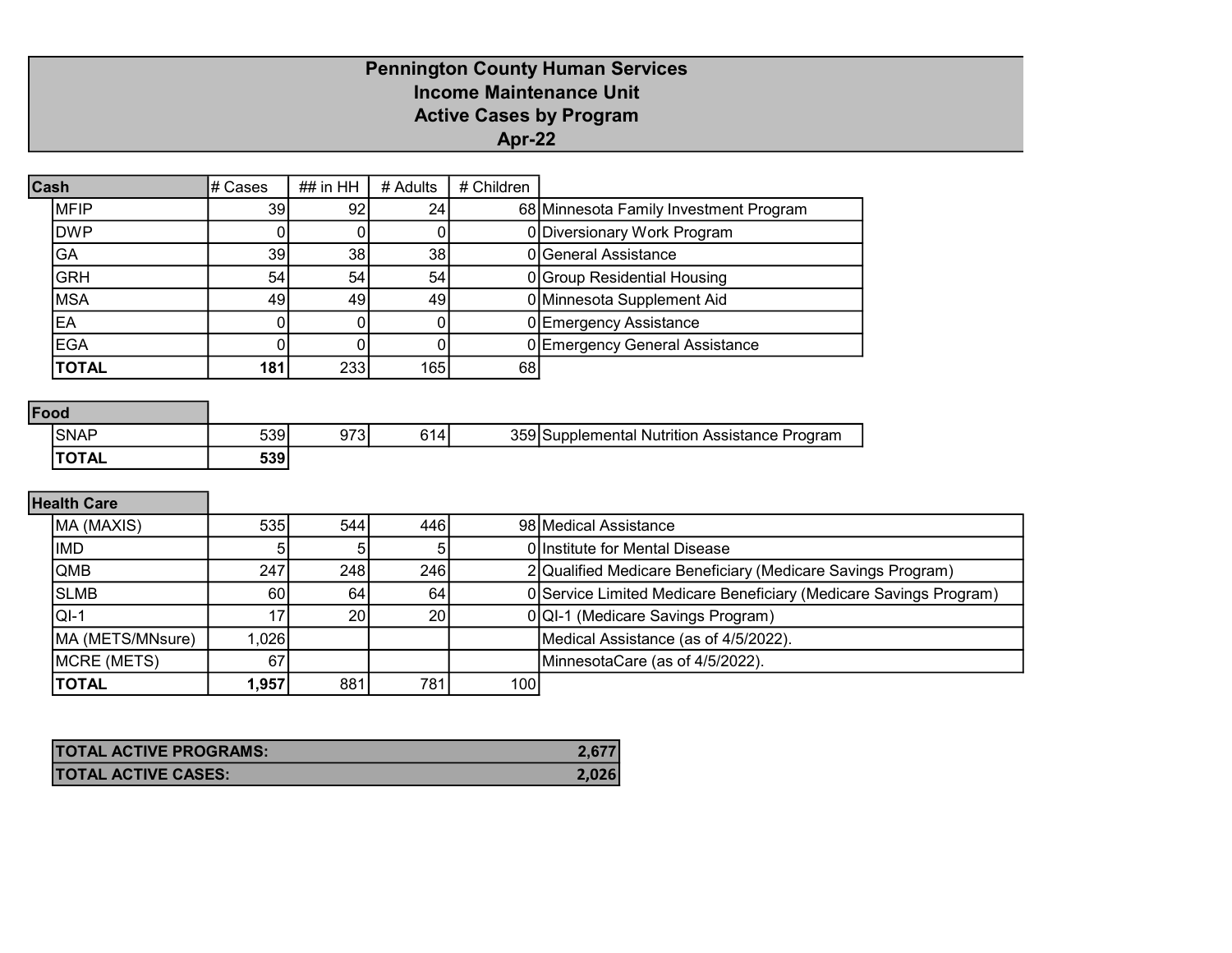# Pennington County Human Services
## Income Maintenance Unit
## Active Cases by Program
## Apr-22

| Cash | # Cases | ## in HH | # Adults | # Children | |
|---|---|---|---|---|---|
| MFIP | 39 | 92 | 24 | 68 | Minnesota Family Investment Program |
| DWP | 0 | 0 | 0 | 0 | Diversionary Work Program |
| GA | 39 | 38 | 38 | 0 | General Assistance |
| GRH | 54 | 54 | 54 | 0 | Group Residential Housing |
| MSA | 49 | 49 | 49 | 0 | Minnesota Supplement Aid |
| EA | 0 | 0 | 0 | 0 | Emergency Assistance |
| EGA | 0 | 0 | 0 | 0 | Emergency General Assistance |
| **TOTAL** | **181** | 233 | 165 | 68 | |

| Food | | | | | |
|---|---|---|---|---|---|
| SNAP | 539 | 973 | 614 | 359 | Supplemental Nutrition Assistance Program |
| **TOTAL** | **539** | | | | |

| Health Care | | | | | |
|---|---|---|---|---|---|
| MA (MAXIS) | 535 | 544 | 446 | 98 | Medical Assistance |
| IMD | 5 | 5 | 5 | 0 | Institute for Mental Disease |
| QMB | 247 | 248 | 246 | 2 | Qualified Medicare Beneficiary (Medicare Savings Program) |
| SLMB | 60 | 64 | 64 | 0 | Service Limited Medicare Beneficiary (Medicare Savings Program) |
| QI-1 | 17 | 20 | 20 | 0 | QI-1 (Medicare Savings Program) |
| MA (METS/MNsure) | 1,026 | | | | Medical Assistance (as of 4/5/2022). |
| MCRE (METS) | 67 | | | | MinnesotaCare (as of 4/5/2022). |
| **TOTAL** | **1,957** | 881 | 781 | 100 | |

| | |
|---|---|
| **TOTAL ACTIVE PROGRAMS:** | **2,677** |
| **TOTAL ACTIVE CASES:** | **2,026** |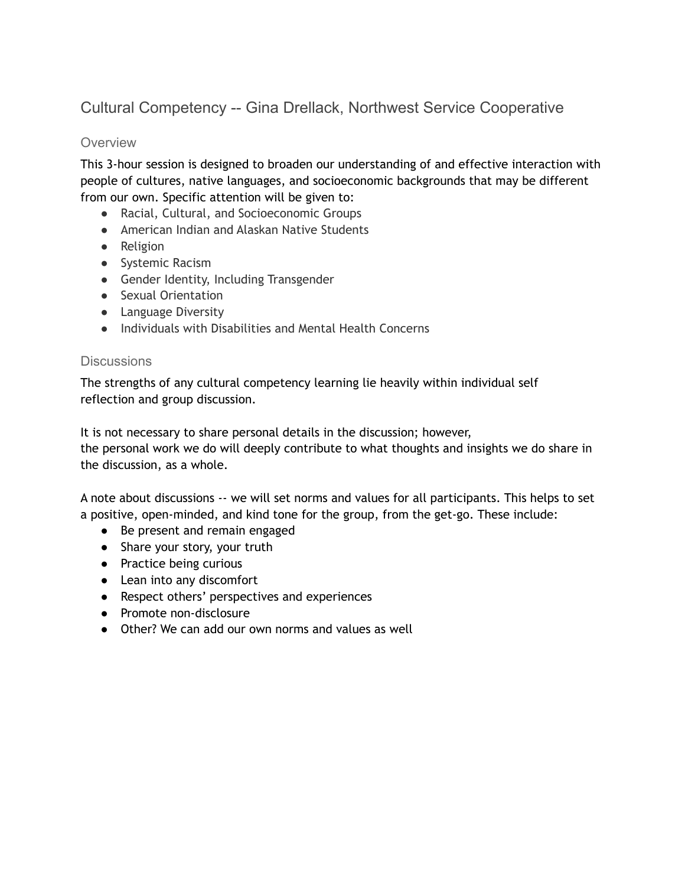## Cultural Competency -- Gina Drellack, Northwest Service Cooperative

### Overview

This 3-hour session is designed to broaden our understanding of and effective interaction with people of cultures, native languages, and socioeconomic backgrounds that may be different from our own. Specific attention will be given to:

- Racial, Cultural, and Socioeconomic Groups
- American Indian and Alaskan Native Students
- Religion
- Systemic Racism
- Gender Identity, Including Transgender
- Sexual Orientation
- Language Diversity
- Individuals with Disabilities and Mental Health Concerns

### Discussions

The strengths of any cultural competency learning lie heavily within individual self reflection and group discussion.

It is not necessary to share personal details in the discussion; however, the personal work we do will deeply contribute to what thoughts and insights we do share in the discussion, as a whole.

A note about discussions -- we will set norms and values for all participants. This helps to set a positive, open-minded, and kind tone for the group, from the get-go. These include:

- Be present and remain engaged
- Share your story, your truth
- Practice being curious
- Lean into any discomfort
- Respect others' perspectives and experiences
- Promote non-disclosure
- Other? We can add our own norms and values as well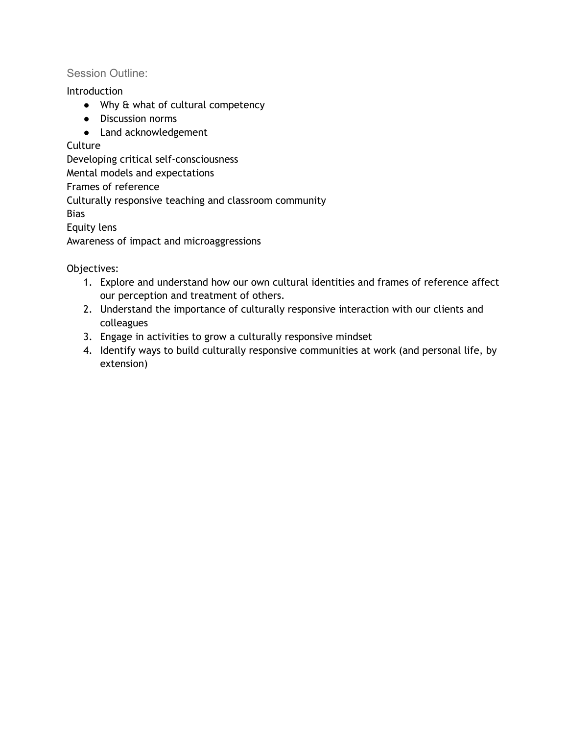## Session Outline:

Introduction

- Why & what of cultural competency
- Discussion norms
- Land acknowledgement

Culture

Developing critical self-consciousness

Mental models and expectations

Frames of reference

Culturally responsive teaching and classroom community

Bias

Equity lens

Awareness of impact and microaggressions

Objectives:

1. Explore and understand how our own cultural identities and frames of reference affect our perception and treatment of others.
2. Understand the importance of culturally responsive interaction with our clients and colleagues
3. Engage in activities to grow a culturally responsive mindset
4. Identify ways to build culturally responsive communities at work (and personal life, by extension)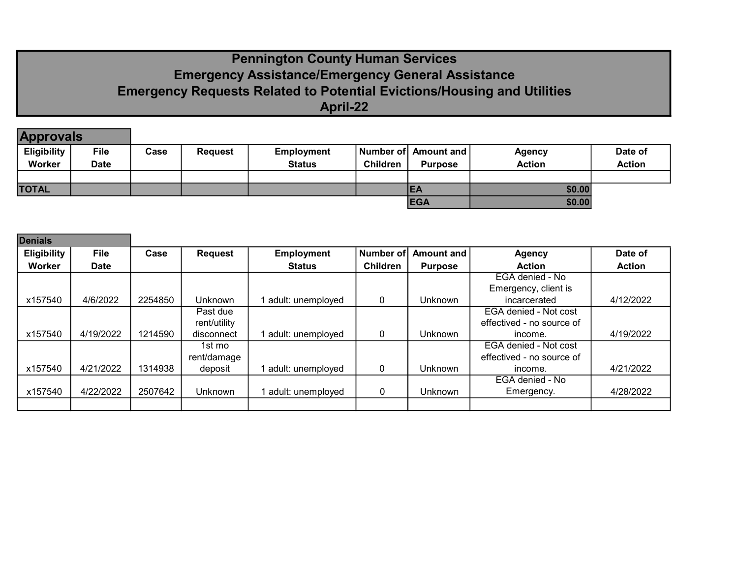# Pennington County Human Services
## Emergency Assistance/Emergency General Assistance
## Emergency Requests Related to Potential Evictions/Housing and Utilities
## April-22

### Approvals

| Eligibility Worker | File Date | Case | Request | Employment Status | Number of Children | Amount and Purpose | Agency Action | Date of Action |
|---|---|---|---|---|---|---|---|---|
| | | | | | | | | |
| TOTAL | | | | | | EA | $0.00 | |
| | | | | | | EGA | $0.00 | |

### Denials

| Eligibility Worker | File Date | Case | Request | Employment Status | Number of Children | Amount and Purpose | Agency Action | Date of Action |
|---|---|---|---|---|---|---|---|---|
| x157540 | 4/6/2022 | 2254850 | Unknown | 1 adult: unemployed | 0 | Unknown | EGA denied - No Emergency, client is incarcerated | 4/12/2022 |
| x157540 | 4/19/2022 | 1214590 | Past due rent/utility disconnect | 1 adult: unemployed | 0 | Unknown | EGA denied - Not cost effectived - no source of income. | 4/19/2022 |
| x157540 | 4/21/2022 | 1314938 | 1st mo rent/damage deposit | 1 adult: unemployed | 0 | Unknown | EGA denied - Not cost effectived - no source of income. | 4/21/2022 |
| x157540 | 4/22/2022 | 2507642 | Unknown | 1 adult: unemployed | 0 | Unknown | EGA denied - No Emergency. | 4/28/2022 |
| | | | | | | | | |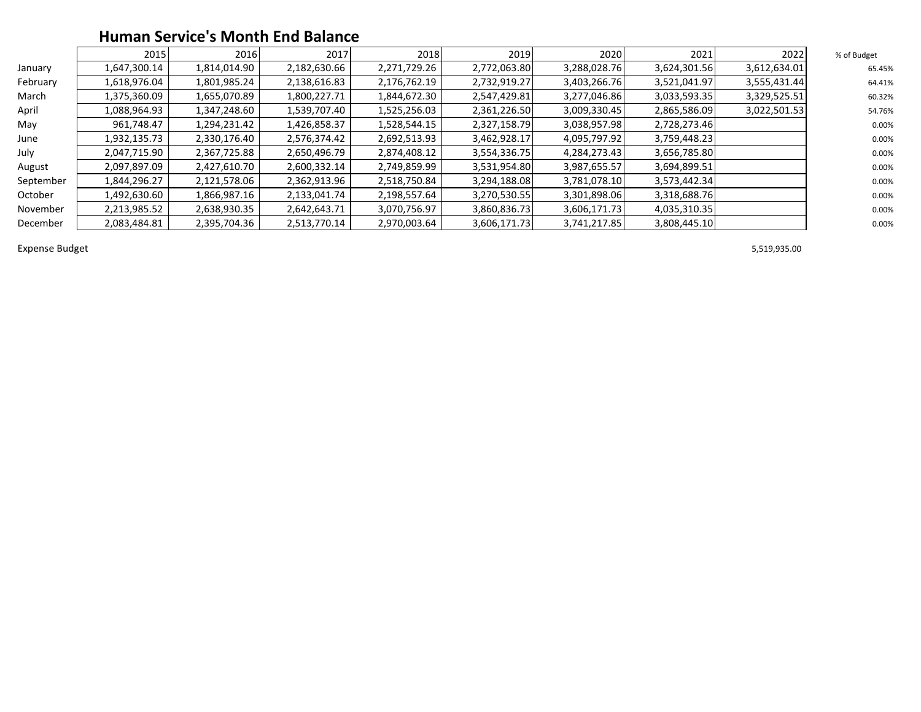# Human Service's Month End Balance

| | 2015 | 2016 | 2017 | 2018 | 2019 | 2020 | 2021 | 2022 | % of Budget |
|---|---|---|---|---|---|---|---|---|---|
| January | 1,647,300.14 | 1,814,014.90 | 2,182,630.66 | 2,271,729.26 | 2,772,063.80 | 3,288,028.76 | 3,624,301.56 | 3,612,634.01 | 65.45% |
| February | 1,618,976.04 | 1,801,985.24 | 2,138,616.83 | 2,176,762.19 | 2,732,919.27 | 3,403,266.76 | 3,521,041.97 | 3,555,431.44 | 64.41% |
| March | 1,375,360.09 | 1,655,070.89 | 1,800,227.71 | 1,844,672.30 | 2,547,429.81 | 3,277,046.86 | 3,033,593.35 | 3,329,525.51 | 60.32% |
| April | 1,088,964.93 | 1,347,248.60 | 1,539,707.40 | 1,525,256.03 | 2,361,226.50 | 3,009,330.45 | 2,865,586.09 | 3,022,501.53 | 54.76% |
| May | 961,748.47 | 1,294,231.42 | 1,426,858.37 | 1,528,544.15 | 2,327,158.79 | 3,038,957.98 | 2,728,273.46 | | 0.00% |
| June | 1,932,135.73 | 2,330,176.40 | 2,576,374.42 | 2,692,513.93 | 3,462,928.17 | 4,095,797.92 | 3,759,448.23 | | 0.00% |
| July | 2,047,715.90 | 2,367,725.88 | 2,650,496.79 | 2,874,408.12 | 3,554,336.75 | 4,284,273.43 | 3,656,785.80 | | 0.00% |
| August | 2,097,897.09 | 2,427,610.70 | 2,600,332.14 | 2,749,859.99 | 3,531,954.80 | 3,987,655.57 | 3,694,899.51 | | 0.00% |
| September | 1,844,296.27 | 2,121,578.06 | 2,362,913.96 | 2,518,750.84 | 3,294,188.08 | 3,781,078.10 | 3,573,442.34 | | 0.00% |
| October | 1,492,630.60 | 1,866,987.16 | 2,133,041.74 | 2,198,557.64 | 3,270,530.55 | 3,301,898.06 | 3,318,688.76 | | 0.00% |
| November | 2,213,985.52 | 2,638,930.35 | 2,642,643.71 | 3,070,756.97 | 3,860,836.73 | 3,606,171.73 | 4,035,310.35 | | 0.00% |
| December | 2,083,484.81 | 2,395,704.36 | 2,513,770.14 | 2,970,003.64 | 3,606,171.73 | 3,741,217.85 | 3,808,445.10 | | 0.00% |

Expense Budget 5,519,935.00